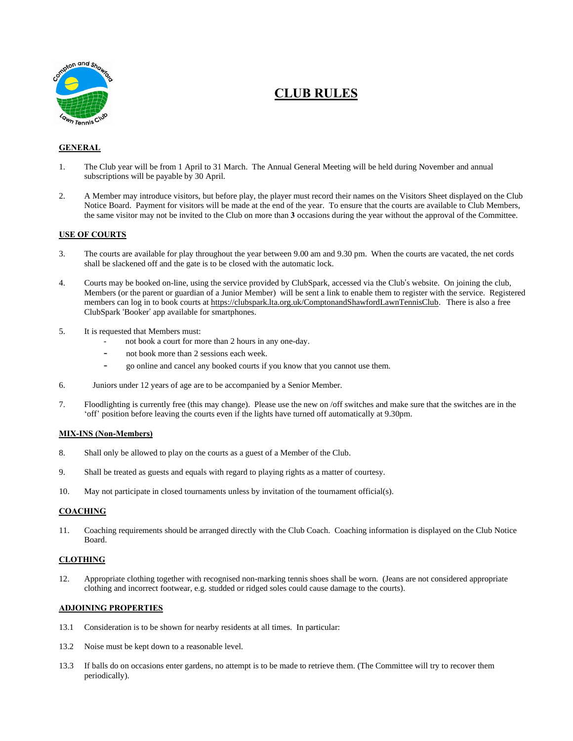# CLUB RULES

## GENERAL

1. The Club year will be from 1 April to 31 March. The Annual General Meeting will be held during November and annual subscriptions will be payable by 30 April.

2. A Member may introduce visitors, but before play, the player must record their names on the Visitors Sheet displayed on the Club Notice Board. Payment for visitors will be made at the end of the year. To ensure that the courts are available to Club Members, the same visitor may not be invited to the Club on more than **3** occasions during the year without the approval of the Committee.

## USE OF COURTS

3. The courts are available for play throughout the year between 9.00 am and 9.30 pm. When the courts are vacated, the net cords shall be slackened off and the gate is to be closed with the automatic lock.

4. Courts may be booked on-line, using the service provided by ClubSpark, accessed via the Club's website. On joining the club, Members (or the parent or guardian of a Junior Member) will be sent a link to enable them to register with the service. Registered members can log in to book courts at https://clubspark.lta.org.uk/ComptonandShawfordLawnTennisClub. There is also a free ClubSpark 'Booker' app available for smartphones.

5. It is requested that Members must:
   - not book a court for more than 2 hours in any one-day.
   - not book more than 2 sessions each week.
   - go online and cancel any booked courts if you know that you cannot use them.

6. Juniors under 12 years of age are to be accompanied by a Senior Member.

7. Floodlighting is currently free (this may change). Please use the new on /off switches and make sure that the switches are in the 'off' position before leaving the courts even if the lights have turned off automatically at 9.30pm.

## MIX-INS (Non-Members)

8. Shall only be allowed to play on the courts as a guest of a Member of the Club.

9. Shall be treated as guests and equals with regard to playing rights as a matter of courtesy.

10. May not participate in closed tournaments unless by invitation of the tournament official(s).

## COACHING

11. Coaching requirements should be arranged directly with the Club Coach. Coaching information is displayed on the Club Notice Board.

## CLOTHING

12. Appropriate clothing together with recognised non-marking tennis shoes shall be worn. (Jeans are not considered appropriate clothing and incorrect footwear, e.g. studded or ridged soles could cause damage to the courts).

## ADJOINING PROPERTIES

13.1 Consideration is to be shown for nearby residents at all times. In particular:

13.2 Noise must be kept down to a reasonable level.

13.3 If balls do on occasions enter gardens, no attempt is to be made to retrieve them. (The Committee will try to recover them periodically).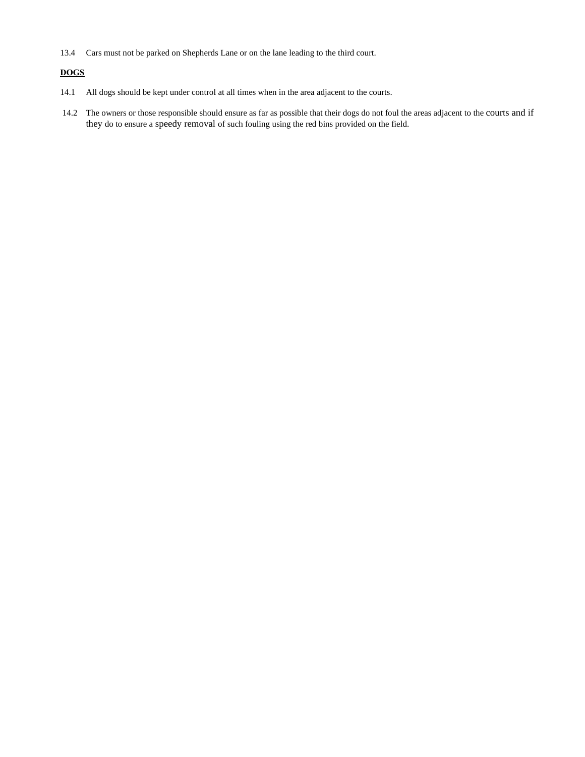13.4 Cars must not be parked on Shepherds Lane or on the lane leading to the third court.

**DOGS**

14.1 All dogs should be kept under control at all times when in the area adjacent to the courts.

14.2 The owners or those responsible should ensure as far as possible that their dogs do not foul the areas adjacent to the courts and if they do to ensure a speedy removal of such fouling using the red bins provided on the field.